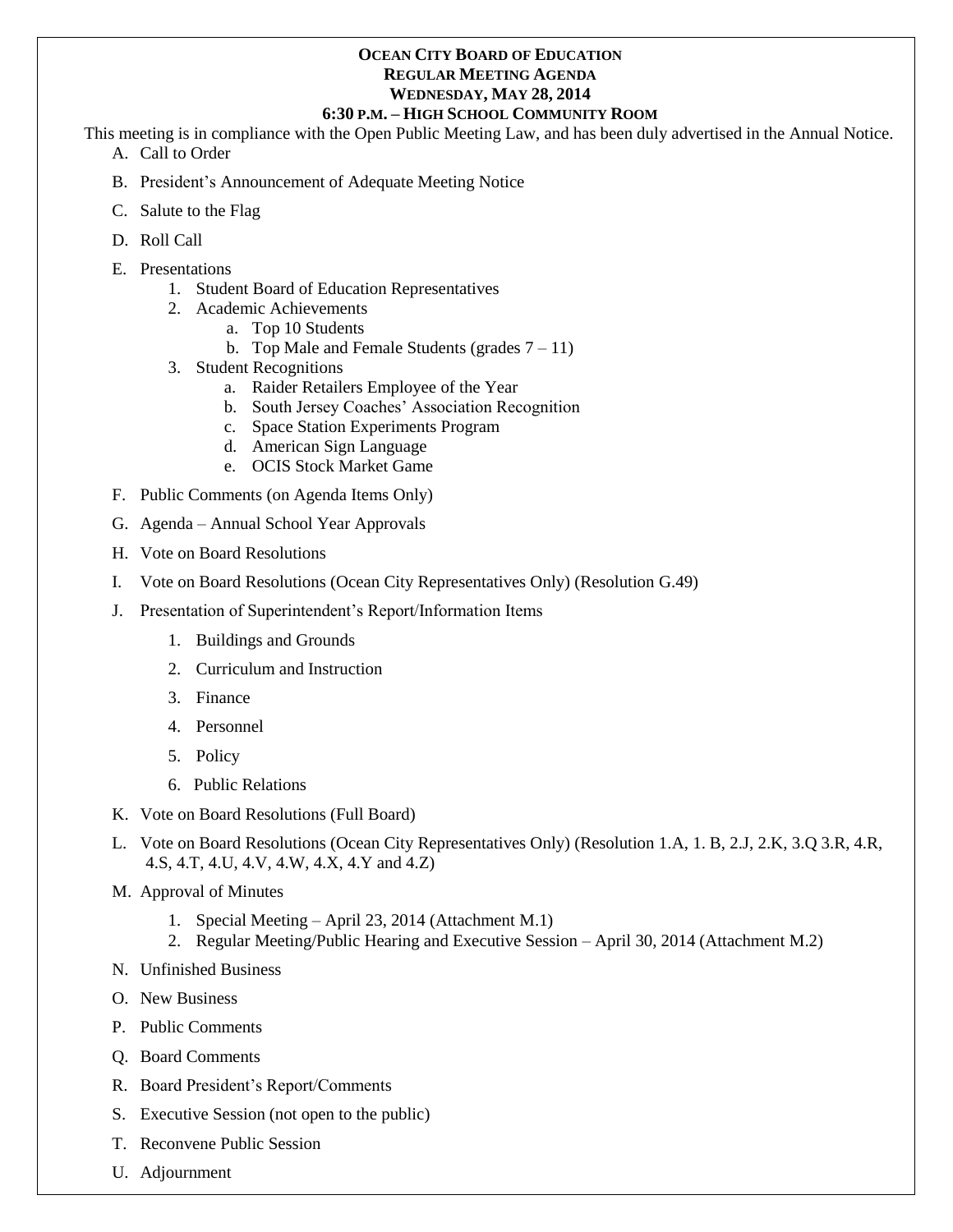# OCEAN CITY BOARD OF EDUCATION
## REGULAR MEETING AGENDA
## WEDNESDAY, MAY 28, 2014
## 6:30 P.M. – HIGH SCHOOL COMMUNITY ROOM

This meeting is in compliance with the Open Public Meeting Law, and has been duly advertised in the Annual Notice.

A. Call to Order

B. President's Announcement of Adequate Meeting Notice

C. Salute to the Flag

D. Roll Call

E. Presentations
   1. Student Board of Education Representatives
   2. Academic Achievements
      a. Top 10 Students
      b. Top Male and Female Students (grades 7 – 11)
   3. Student Recognitions
      a. Raider Retailers Employee of the Year
      b. South Jersey Coaches' Association Recognition
      c. Space Station Experiments Program
      d. American Sign Language
      e. OCIS Stock Market Game

F. Public Comments (on Agenda Items Only)

G. Agenda – Annual School Year Approvals

H. Vote on Board Resolutions

I. Vote on Board Resolutions (Ocean City Representatives Only) (Resolution G.49)

J. Presentation of Superintendent's Report/Information Items
   1. Buildings and Grounds
   2. Curriculum and Instruction
   3. Finance
   4. Personnel
   5. Policy
   6. Public Relations

K. Vote on Board Resolutions (Full Board)

L. Vote on Board Resolutions (Ocean City Representatives Only) (Resolution 1.A, 1. B, 2.J, 2.K, 3.Q 3.R, 4.R, 4.S, 4.T, 4.U, 4.V, 4.W, 4.X, 4.Y and 4.Z)

M. Approval of Minutes
   1. Special Meeting – April 23, 2014 (Attachment M.1)
   2. Regular Meeting/Public Hearing and Executive Session – April 30, 2014 (Attachment M.2)

N. Unfinished Business

O. New Business

P. Public Comments

Q. Board Comments

R. Board President's Report/Comments

S. Executive Session (not open to the public)

T. Reconvene Public Session

U. Adjournment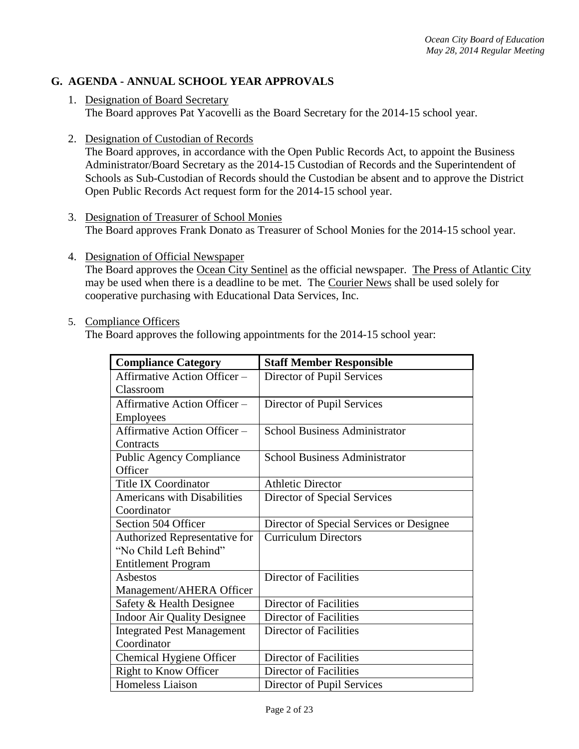## G. AGENDA - ANNUAL SCHOOL YEAR APPROVALS

1. Designation of Board Secretary
   The Board approves Pat Yacovelli as the Board Secretary for the 2014-15 school year.

2. Designation of Custodian of Records
   The Board approves, in accordance with the Open Public Records Act, to appoint the Business Administrator/Board Secretary as the 2014-15 Custodian of Records and the Superintendent of Schools as Sub-Custodian of Records should the Custodian be absent and to approve the District Open Public Records Act request form for the 2014-15 school year.

3. Designation of Treasurer of School Monies
   The Board approves Frank Donato as Treasurer of School Monies for the 2014-15 school year.

4. Designation of Official Newspaper
   The Board approves the Ocean City Sentinel as the official newspaper. The Press of Atlantic City may be used when there is a deadline to be met. The Courier News shall be used solely for cooperative purchasing with Educational Data Services, Inc.

5. Compliance Officers
   The Board approves the following appointments for the 2014-15 school year:

| Compliance Category | Staff Member Responsible |
|---|---|
| Affirmative Action Officer – Classroom | Director of Pupil Services |
| Affirmative Action Officer – Employees | Director of Pupil Services |
| Affirmative Action Officer – Contracts | School Business Administrator |
| Public Agency Compliance Officer | School Business Administrator |
| Title IX Coordinator | Athletic Director |
| Americans with Disabilities Coordinator | Director of Special Services |
| Section 504 Officer | Director of Special Services or Designee |
| Authorized Representative for "No Child Left Behind" Entitlement Program | Curriculum Directors |
| Asbestos Management/AHERA Officer | Director of Facilities |
| Safety & Health Designee | Director of Facilities |
| Indoor Air Quality Designee | Director of Facilities |
| Integrated Pest Management Coordinator | Director of Facilities |
| Chemical Hygiene Officer | Director of Facilities |
| Right to Know Officer | Director of Facilities |
| Homeless Liaison | Director of Pupil Services |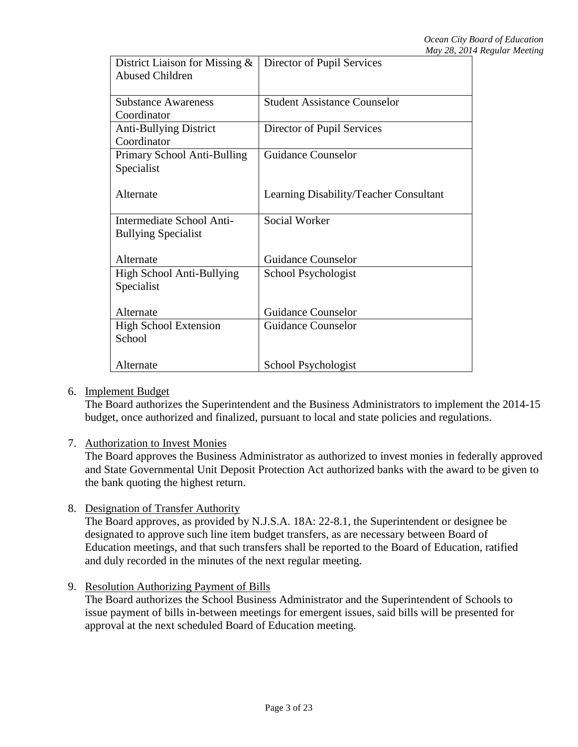| | |
|---|---|
| District Liaison for Missing & Abused Children | Director of Pupil Services |
| Substance Awareness Coordinator | Student Assistance Counselor |
| Anti-Bullying District Coordinator | Director of Pupil Services |
| Primary School Anti-Bulling Specialist<br><br>Alternate | Guidance Counselor<br><br>Learning Disability/Teacher Consultant |
| Intermediate School Anti-Bullying Specialist<br><br>Alternate | Social Worker<br><br>Guidance Counselor |
| High School Anti-Bullying Specialist<br><br>Alternate | School Psychologist<br><br>Guidance Counselor |
| High School Extension School<br><br>Alternate | Guidance Counselor<br><br>School Psychologist |

6. Implement Budget
   The Board authorizes the Superintendent and the Business Administrators to implement the 2014-15 budget, once authorized and finalized, pursuant to local and state policies and regulations.

7. Authorization to Invest Monies
   The Board approves the Business Administrator as authorized to invest monies in federally approved and State Governmental Unit Deposit Protection Act authorized banks with the award to be given to the bank quoting the highest return.

8. Designation of Transfer Authority
   The Board approves, as provided by N.J.S.A. 18A: 22-8.1, the Superintendent or designee be designated to approve such line item budget transfers, as are necessary between Board of Education meetings, and that such transfers shall be reported to the Board of Education, ratified and duly recorded in the minutes of the next regular meeting.

9. Resolution Authorizing Payment of Bills
   The Board authorizes the School Business Administrator and the Superintendent of Schools to issue payment of bills in-between meetings for emergent issues, said bills will be presented for approval at the next scheduled Board of Education meeting.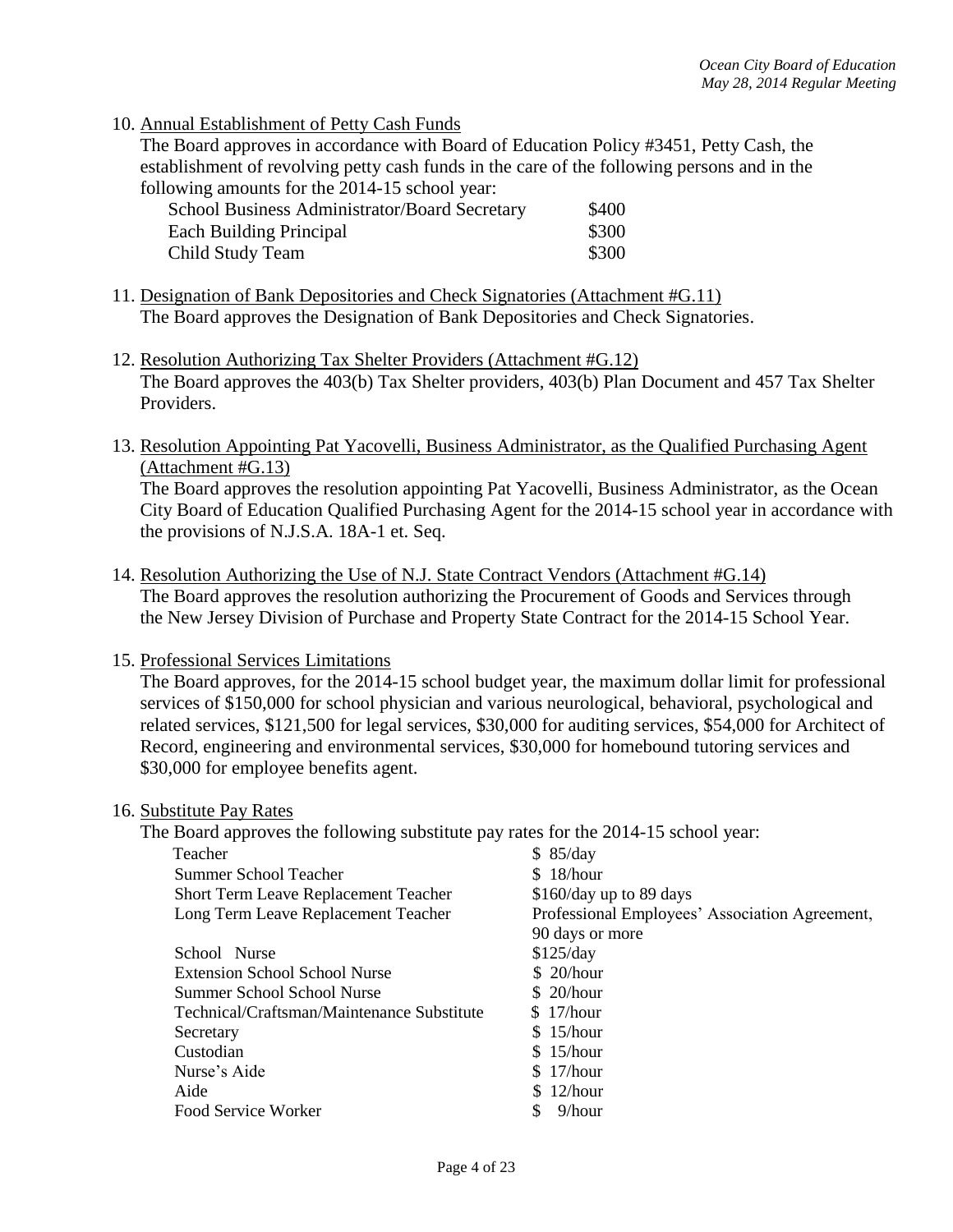10. Annual Establishment of Petty Cash Funds

The Board approves in accordance with Board of Education Policy #3451, Petty Cash, the establishment of revolving petty cash funds in the care of the following persons and in the following amounts for the 2014-15 school year:

| | |
|---|---|
| School Business Administrator/Board Secretary | $400 |
| Each Building Principal | $300 |
| Child Study Team | $300 |

11. Designation of Bank Depositories and Check Signatories (Attachment #G.11)

The Board approves the Designation of Bank Depositories and Check Signatories.

12. Resolution Authorizing Tax Shelter Providers (Attachment #G.12)

The Board approves the 403(b) Tax Shelter providers, 403(b) Plan Document and 457 Tax Shelter Providers.

13. Resolution Appointing Pat Yacovelli, Business Administrator, as the Qualified Purchasing Agent (Attachment #G.13)

The Board approves the resolution appointing Pat Yacovelli, Business Administrator, as the Ocean City Board of Education Qualified Purchasing Agent for the 2014-15 school year in accordance with the provisions of N.J.S.A. 18A-1 et. Seq.

14. Resolution Authorizing the Use of N.J. State Contract Vendors (Attachment #G.14)

The Board approves the resolution authorizing the Procurement of Goods and Services through the New Jersey Division of Purchase and Property State Contract for the 2014-15 School Year.

15. Professional Services Limitations

The Board approves, for the 2014-15 school budget year, the maximum dollar limit for professional services of $150,000 for school physician and various neurological, behavioral, psychological and related services, $121,500 for legal services, $30,000 for auditing services, $54,000 for Architect of Record, engineering and environmental services, $30,000 for homebound tutoring services and $30,000 for employee benefits agent.

16. Substitute Pay Rates

The Board approves the following substitute pay rates for the 2014-15 school year:

| | |
|---|---|
| Teacher | $ 85/day |
| Summer School Teacher | $ 18/hour |
| Short Term Leave Replacement Teacher | $160/day up to 89 days |
| Long Term Leave Replacement Teacher | Professional Employees' Association Agreement, 90 days or more |
| School Nurse | $125/day |
| Extension School School Nurse | $ 20/hour |
| Summer School School Nurse | $ 20/hour |
| Technical/Craftsman/Maintenance Substitute | $ 17/hour |
| Secretary | $ 15/hour |
| Custodian | $ 15/hour |
| Nurse's Aide | $ 17/hour |
| Aide | $ 12/hour |
| Food Service Worker | $ 9/hour |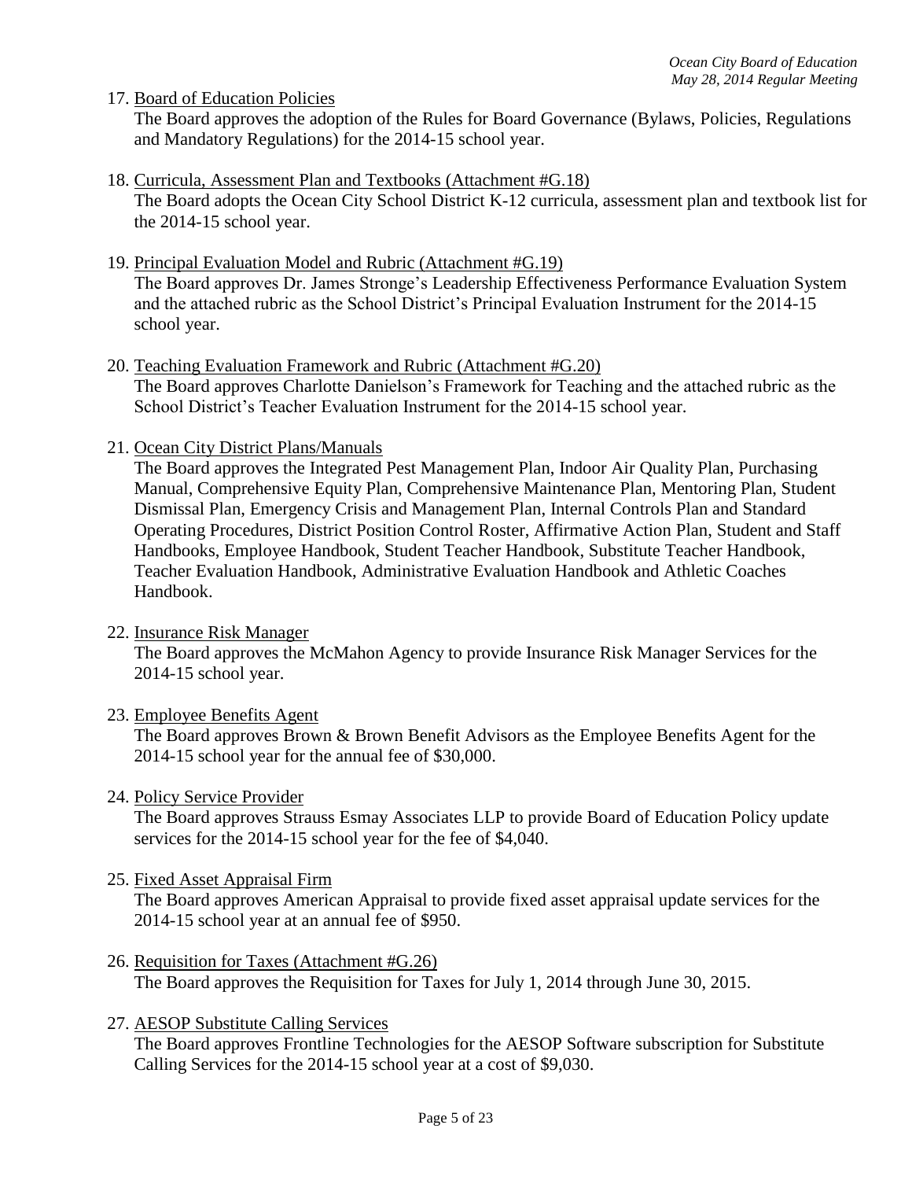17. Board of Education Policies

    The Board approves the adoption of the Rules for Board Governance (Bylaws, Policies, Regulations and Mandatory Regulations) for the 2014-15 school year.

18. Curricula, Assessment Plan and Textbooks (Attachment #G.18)

    The Board adopts the Ocean City School District K-12 curricula, assessment plan and textbook list for the 2014-15 school year.

19. Principal Evaluation Model and Rubric (Attachment #G.19)

    The Board approves Dr. James Stronge's Leadership Effectiveness Performance Evaluation System and the attached rubric as the School District's Principal Evaluation Instrument for the 2014-15 school year.

20. Teaching Evaluation Framework and Rubric (Attachment #G.20)

    The Board approves Charlotte Danielson's Framework for Teaching and the attached rubric as the School District's Teacher Evaluation Instrument for the 2014-15 school year.

21. Ocean City District Plans/Manuals

    The Board approves the Integrated Pest Management Plan, Indoor Air Quality Plan, Purchasing Manual, Comprehensive Equity Plan, Comprehensive Maintenance Plan, Mentoring Plan, Student Dismissal Plan, Emergency Crisis and Management Plan, Internal Controls Plan and Standard Operating Procedures, District Position Control Roster, Affirmative Action Plan, Student and Staff Handbooks, Employee Handbook, Student Teacher Handbook, Substitute Teacher Handbook, Teacher Evaluation Handbook, Administrative Evaluation Handbook and Athletic Coaches Handbook.

22. Insurance Risk Manager

    The Board approves the McMahon Agency to provide Insurance Risk Manager Services for the 2014-15 school year.

23. Employee Benefits Agent

    The Board approves Brown & Brown Benefit Advisors as the Employee Benefits Agent for the 2014-15 school year for the annual fee of $30,000.

24. Policy Service Provider

    The Board approves Strauss Esmay Associates LLP to provide Board of Education Policy update services for the 2014-15 school year for the fee of $4,040.

25. Fixed Asset Appraisal Firm

    The Board approves American Appraisal to provide fixed asset appraisal update services for the 2014-15 school year at an annual fee of $950.

26. Requisition for Taxes (Attachment #G.26)

    The Board approves the Requisition for Taxes for July 1, 2014 through June 30, 2015.

27. AESOP Substitute Calling Services

    The Board approves Frontline Technologies for the AESOP Software subscription for Substitute Calling Services for the 2014-15 school year at a cost of $9,030.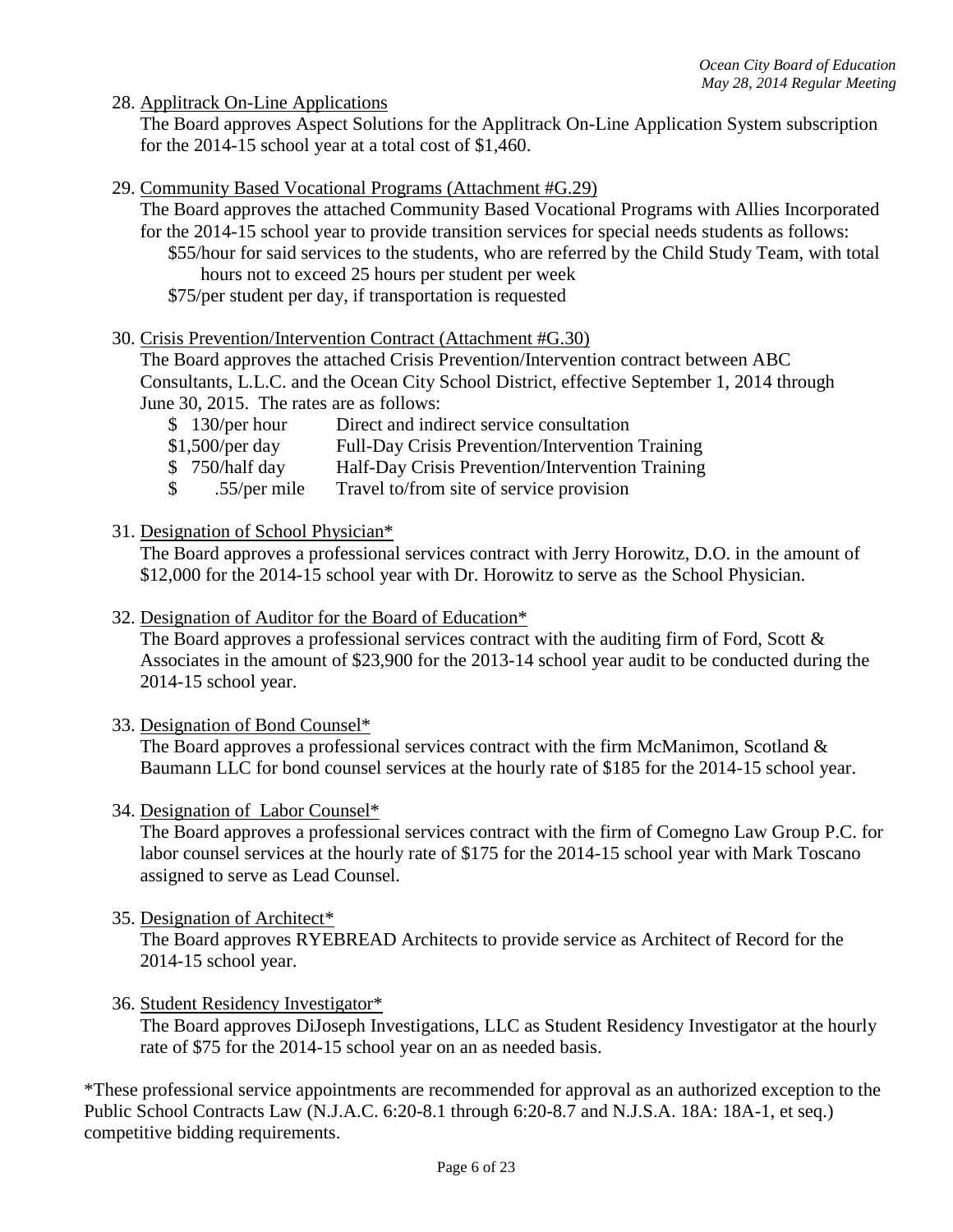28. Applitrack On-Line Applications

    The Board approves Aspect Solutions for the Applitrack On-Line Application System subscription for the 2014-15 school year at a total cost of $1,460.

29. Community Based Vocational Programs (Attachment #G.29)

    The Board approves the attached Community Based Vocational Programs with Allies Incorporated for the 2014-15 school year to provide transition services for special needs students as follows:

    $55/hour for said services to the students, who are referred by the Child Study Team, with total hours not to exceed 25 hours per student per week

    $75/per student per day, if transportation is requested

30. Crisis Prevention/Intervention Contract (Attachment #G.30)

    The Board approves the attached Crisis Prevention/Intervention contract between ABC Consultants, L.L.C. and the Ocean City School District, effective September 1, 2014 through June 30, 2015. The rates are as follows:

    | Rate | Service |
    |---|---|
    | $ 130/per hour | Direct and indirect service consultation |
    | $1,500/per day | Full-Day Crisis Prevention/Intervention Training |
    | $ 750/half day | Half-Day Crisis Prevention/Intervention Training |
    | $ .55/per mile | Travel to/from site of service provision |

31. Designation of School Physician*

    The Board approves a professional services contract with Jerry Horowitz, D.O. in the amount of $12,000 for the 2014-15 school year with Dr. Horowitz to serve as the School Physician.

32. Designation of Auditor for the Board of Education*

    The Board approves a professional services contract with the auditing firm of Ford, Scott & Associates in the amount of $23,900 for the 2013-14 school year audit to be conducted during the 2014-15 school year.

33. Designation of Bond Counsel*

    The Board approves a professional services contract with the firm McManimon, Scotland & Baumann LLC for bond counsel services at the hourly rate of $185 for the 2014-15 school year.

34. Designation of Labor Counsel*

    The Board approves a professional services contract with the firm of Comegno Law Group P.C. for labor counsel services at the hourly rate of $175 for the 2014-15 school year with Mark Toscano assigned to serve as Lead Counsel.

35. Designation of Architect*

    The Board approves RYEBREAD Architects to provide service as Architect of Record for the 2014-15 school year.

36. Student Residency Investigator*

    The Board approves DiJoseph Investigations, LLC as Student Residency Investigator at the hourly rate of $75 for the 2014-15 school year on an as needed basis.

*These professional service appointments are recommended for approval as an authorized exception to the Public School Contracts Law (N.J.A.C. 6:20-8.1 through 6:20-8.7 and N.J.S.A. 18A: 18A-1, et seq.) competitive bidding requirements.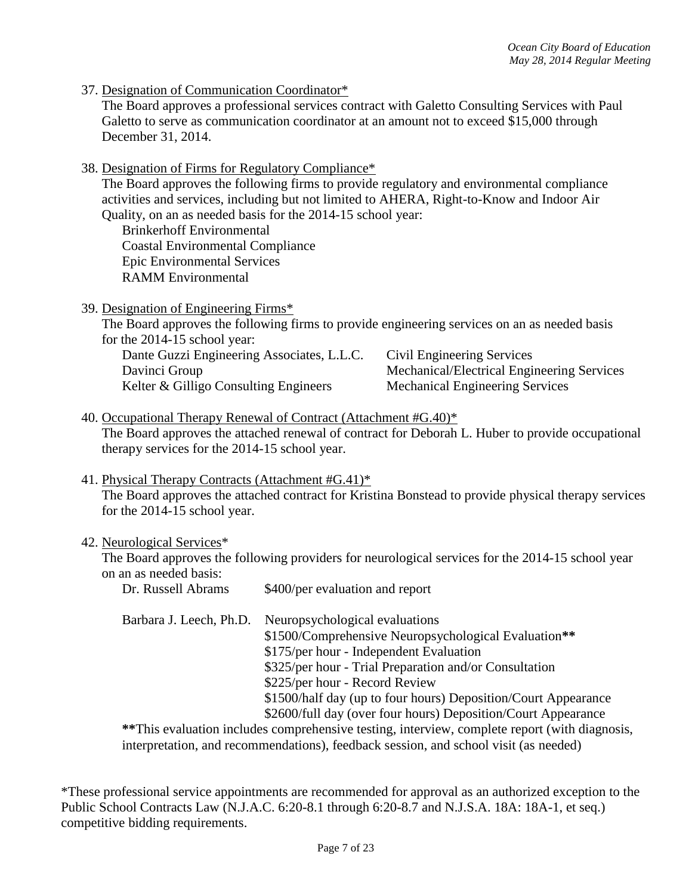37. Designation of Communication Coordinator*
   The Board approves a professional services contract with Galetto Consulting Services with Paul Galetto to serve as communication coordinator at an amount not to exceed $15,000 through December 31, 2014.

38. Designation of Firms for Regulatory Compliance*
   The Board approves the following firms to provide regulatory and environmental compliance activities and services, including but not limited to AHERA, Right-to-Know and Indoor Air Quality, on an as needed basis for the 2014-15 school year:
   - Brinkerhoff Environmental
   - Coastal Environmental Compliance
   - Epic Environmental Services
   - RAMM Environmental

39. Designation of Engineering Firms*
   The Board approves the following firms to provide engineering services on an as needed basis for the 2014-15 school year:

| Firm | Service |
|---|---|
| Dante Guzzi Engineering Associates, L.L.C. | Civil Engineering Services |
| Davinci Group | Mechanical/Electrical Engineering Services |
| Kelter & Gilligo Consulting Engineers | Mechanical Engineering Services |

40. Occupational Therapy Renewal of Contract (Attachment #G.40)*
   The Board approves the attached renewal of contract for Deborah L. Huber to provide occupational therapy services for the 2014-15 school year.

41. Physical Therapy Contracts (Attachment #G.41)*
   The Board approves the attached contract for Kristina Bonstead to provide physical therapy services for the 2014-15 school year.

42. Neurological Services*
   The Board approves the following providers for neurological services for the 2014-15 school year on an as needed basis:

| Provider | Rates |
|---|---|
| Dr. Russell Abrams | $400/per evaluation and report |
| Barbara J. Leech, Ph.D. | Neuropsychological evaluations<br>$1500/Comprehensive Neuropsychological Evaluation**<br>$175/per hour - Independent Evaluation<br>$325/per hour - Trial Preparation and/or Consultation<br>$225/per hour - Record Review<br>$1500/half day (up to four hours) Deposition/Court Appearance<br>$2600/full day (over four hours) Deposition/Court Appearance |

   **This evaluation includes comprehensive testing, interview, complete report (with diagnosis, interpretation, and recommendations), feedback session, and school visit (as needed)

*These professional service appointments are recommended for approval as an authorized exception to the Public School Contracts Law (N.J.A.C. 6:20-8.1 through 6:20-8.7 and N.J.S.A. 18A: 18A-1, et seq.) competitive bidding requirements.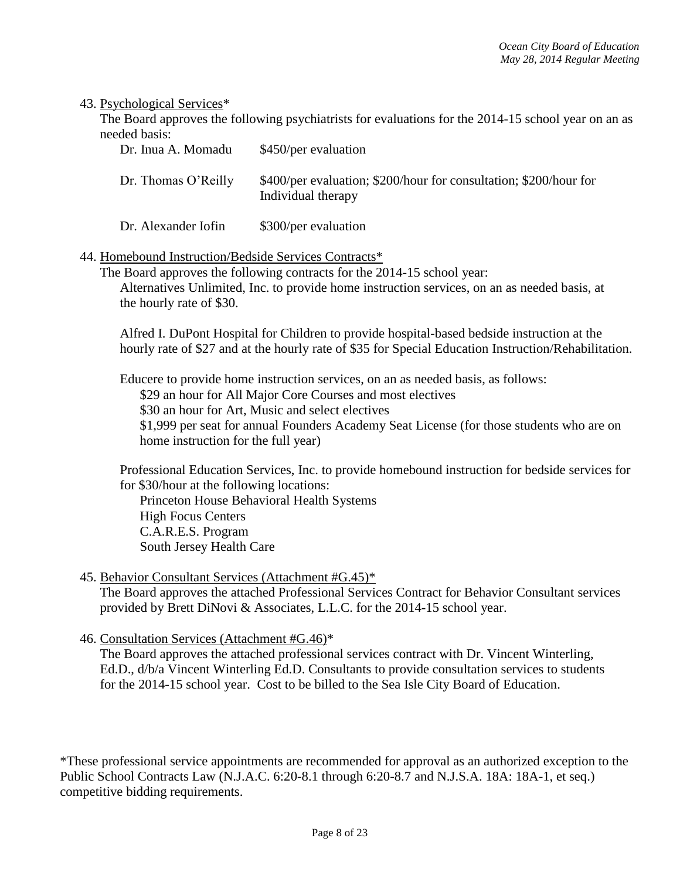43. <u>Psychological Services</u>*

The Board approves the following psychiatrists for evaluations for the 2014-15 school year on an as needed basis:

| | |
|---|---|
| Dr. Inua A. Momadu | $450/per evaluation |
| Dr. Thomas O'Reilly | $400/per evaluation; $200/hour for consultation; $200/hour for Individual therapy |
| Dr. Alexander Iofin | $300/per evaluation |

44. <u>Homebound Instruction/Bedside Services Contracts</u>*

The Board approves the following contracts for the 2014-15 school year:

Alternatives Unlimited, Inc. to provide home instruction services, on an as needed basis, at the hourly rate of $30.

Alfred I. DuPont Hospital for Children to provide hospital-based bedside instruction at the hourly rate of $27 and at the hourly rate of $35 for Special Education Instruction/Rehabilitation.

Educere to provide home instruction services, on an as needed basis, as follows:

- $29 an hour for All Major Core Courses and most electives
- $30 an hour for Art, Music and select electives
- $1,999 per seat for annual Founders Academy Seat License (for those students who are on home instruction for the full year)

Professional Education Services, Inc. to provide homebound instruction for bedside services for for $30/hour at the following locations:

- Princeton House Behavioral Health Systems
- High Focus Centers
- C.A.R.E.S. Program
- South Jersey Health Care

45. <u>Behavior Consultant Services (Attachment #G.45)</u>*

The Board approves the attached Professional Services Contract for Behavior Consultant services provided by Brett DiNovi & Associates, L.L.C. for the 2014-15 school year.

46. <u>Consultation Services (Attachment #G.46)</u>*

The Board approves the attached professional services contract with Dr. Vincent Winterling, Ed.D., d/b/a Vincent Winterling Ed.D. Consultants to provide consultation services to students for the 2014-15 school year. Cost to be billed to the Sea Isle City Board of Education.

*These professional service appointments are recommended for approval as an authorized exception to the Public School Contracts Law (N.J.A.C. 6:20-8.1 through 6:20-8.7 and N.J.S.A. 18A: 18A-1, et seq.) competitive bidding requirements.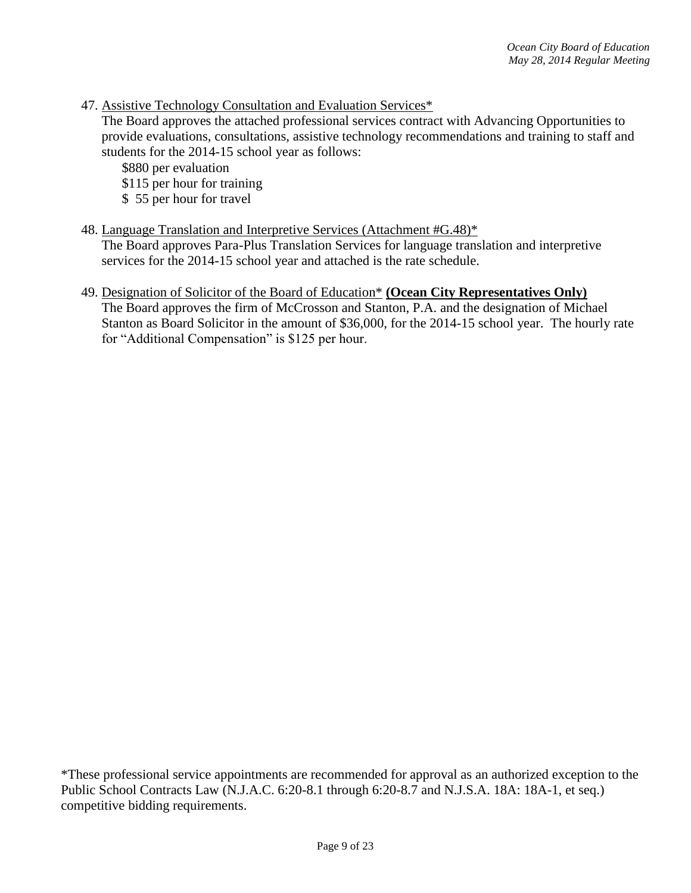47. <u>Assistive Technology Consultation and Evaluation Services</u>*
   The Board approves the attached professional services contract with Advancing Opportunities to provide evaluations, consultations, assistive technology recommendations and training to staff and students for the 2014-15 school year as follows:
      $880 per evaluation
      $115 per hour for training
      $ 55 per hour for travel

48. <u>Language Translation and Interpretive Services (Attachment #G.48)</u>*
   The Board approves Para-Plus Translation Services for language translation and interpretive services for the 2014-15 school year and attached is the rate schedule.

49. <u>Designation of Solicitor of the Board of Education</u>* **<u>(Ocean City Representatives Only)</u>**
   The Board approves the firm of McCrosson and Stanton, P.A. and the designation of Michael Stanton as Board Solicitor in the amount of $36,000, for the 2014-15 school year. The hourly rate for "Additional Compensation" is $125 per hour.

*These professional service appointments are recommended for approval as an authorized exception to the Public School Contracts Law (N.J.A.C. 6:20-8.1 through 6:20-8.7 and N.J.S.A. 18A: 18A-1, et seq.) competitive bidding requirements.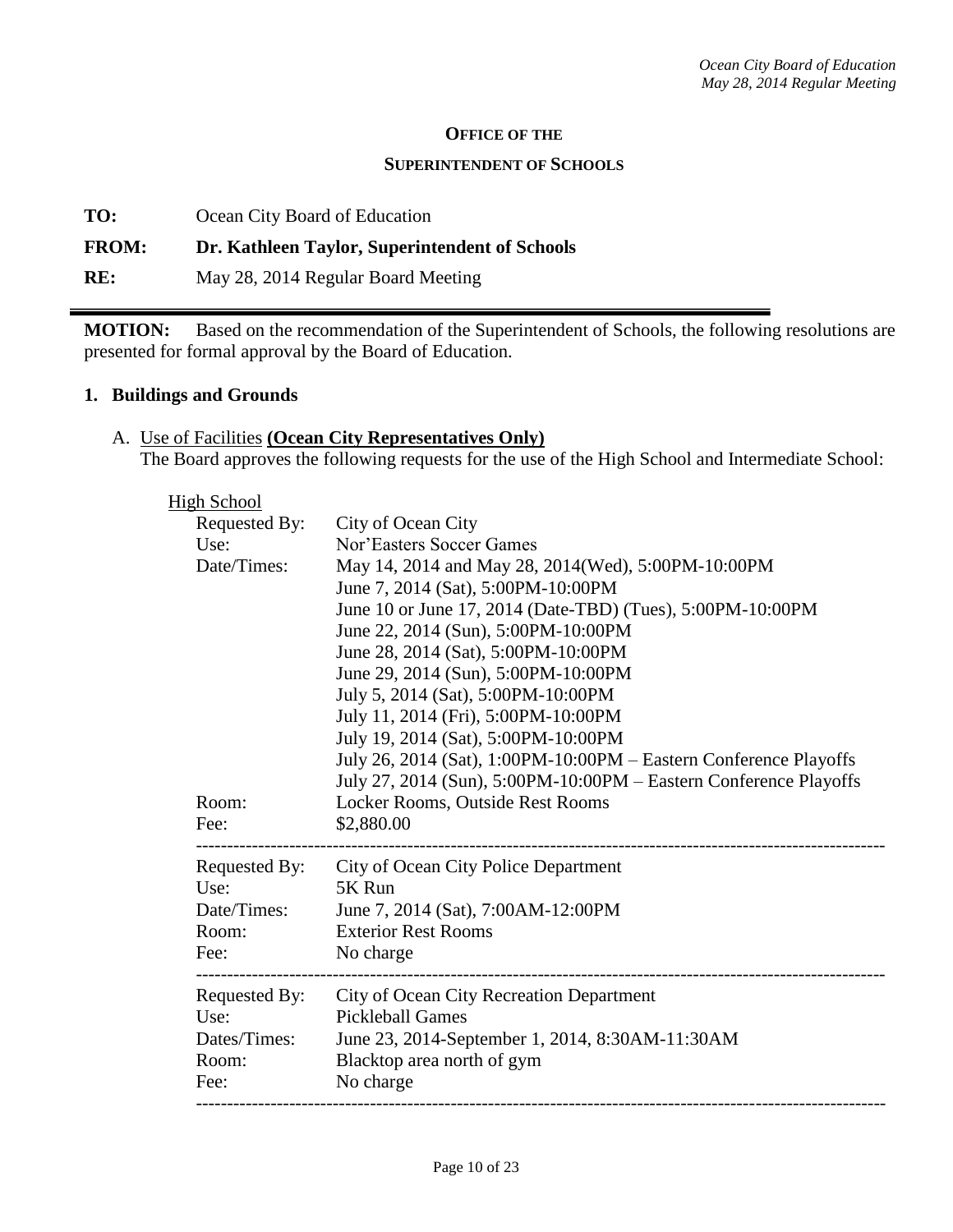**OFFICE OF THE**

**SUPERINTENDENT OF SCHOOLS**

**TO:** Ocean City Board of Education

**FROM: Dr. Kathleen Taylor, Superintendent of Schools**

**RE:** May 28, 2014 Regular Board Meeting

---

**MOTION:** Based on the recommendation of the Superintendent of Schools, the following resolutions are presented for formal approval by the Board of Education.

## 1. Buildings and Grounds

A. Use of Facilities **(Ocean City Representatives Only)**
The Board approves the following requests for the use of the High School and Intermediate School:

High School

| | |
|---|---|
| Requested By: | City of Ocean City |
| Use: | Nor'Easters Soccer Games |
| Date/Times: | May 14, 2014 and May 28, 2014(Wed), 5:00PM-10:00PM<br>June 7, 2014 (Sat), 5:00PM-10:00PM<br>June 10 or June 17, 2014 (Date-TBD) (Tues), 5:00PM-10:00PM<br>June 22, 2014 (Sun), 5:00PM-10:00PM<br>June 28, 2014 (Sat), 5:00PM-10:00PM<br>June 29, 2014 (Sun), 5:00PM-10:00PM<br>July 5, 2014 (Sat), 5:00PM-10:00PM<br>July 11, 2014 (Fri), 5:00PM-10:00PM<br>July 19, 2014 (Sat), 5:00PM-10:00PM<br>July 26, 2014 (Sat), 1:00PM-10:00PM – Eastern Conference Playoffs<br>July 27, 2014 (Sun), 5:00PM-10:00PM – Eastern Conference Playoffs |
| Room: | Locker Rooms, Outside Rest Rooms |
| Fee: | $2,880.00 |

---

| | |
|---|---|
| Requested By: | City of Ocean City Police Department |
| Use: | 5K Run |
| Date/Times: | June 7, 2014 (Sat), 7:00AM-12:00PM |
| Room: | Exterior Rest Rooms |
| Fee: | No charge |

---

| | |
|---|---|
| Requested By: | City of Ocean City Recreation Department |
| Use: | Pickleball Games |
| Dates/Times: | June 23, 2014-September 1, 2014, 8:30AM-11:30AM |
| Room: | Blacktop area north of gym |
| Fee: | No charge |

---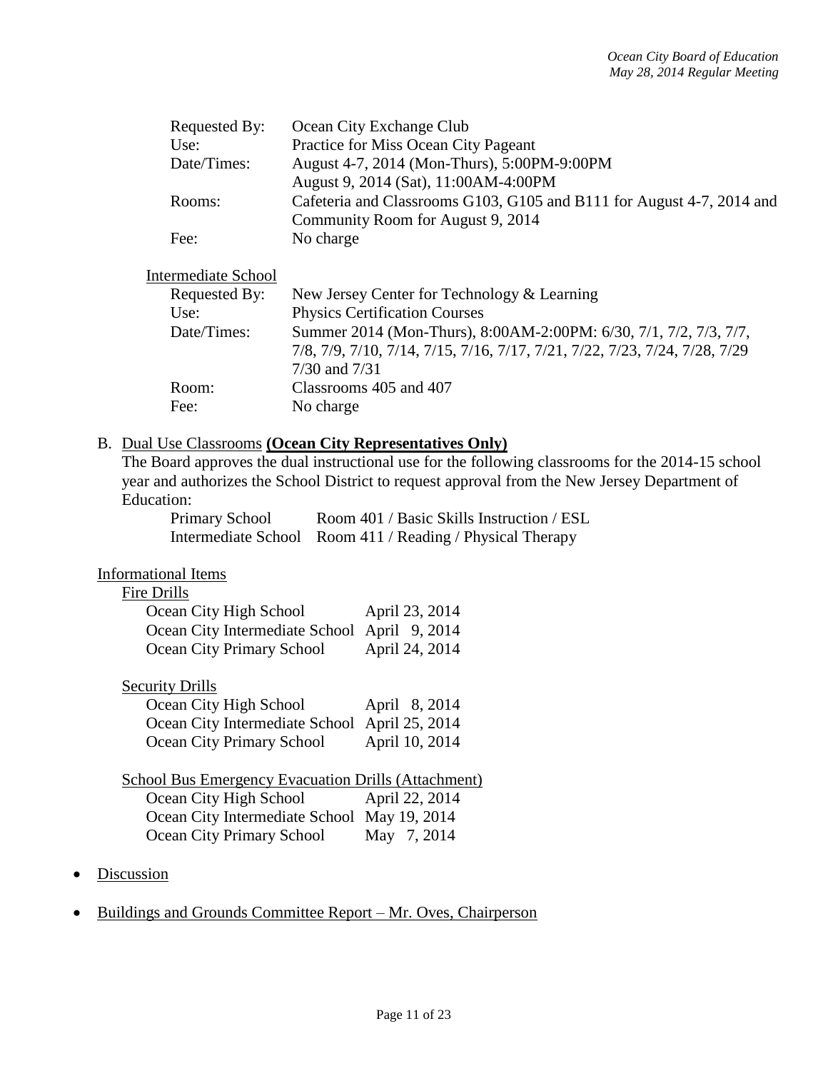| | |
|---|---|
| Requested By: | Ocean City Exchange Club |
| Use: | Practice for Miss Ocean City Pageant |
| Date/Times: | August 4-7, 2014 (Mon-Thurs), 5:00PM-9:00PM<br>August 9, 2014 (Sat), 11:00AM-4:00PM |
| Rooms: | Cafeteria and Classrooms G103, G105 and B111 for August 4-7, 2014 and Community Room for August 9, 2014 |
| Fee: | No charge |

Intermediate School

| | |
|---|---|
| Requested By: | New Jersey Center for Technology & Learning |
| Use: | Physics Certification Courses |
| Date/Times: | Summer 2014 (Mon-Thurs), 8:00AM-2:00PM: 6/30, 7/1, 7/2, 7/3, 7/7, 7/8, 7/9, 7/10, 7/14, 7/15, 7/16, 7/17, 7/21, 7/22, 7/23, 7/24, 7/28, 7/29 7/30 and 7/31 |
| Room: | Classrooms 405 and 407 |
| Fee: | No charge |

B. Dual Use Classrooms **(Ocean City Representatives Only)**

The Board approves the dual instructional use for the following classrooms for the 2014-15 school year and authorizes the School District to request approval from the New Jersey Department of Education:

| | |
|---|---|
| Primary School | Room 401 / Basic Skills Instruction / ESL |
| Intermediate School | Room 411 / Reading / Physical Therapy |

Informational Items

Fire Drills

| | |
|---|---|
| Ocean City High School | April 23, 2014 |
| Ocean City Intermediate School | April 9, 2014 |
| Ocean City Primary School | April 24, 2014 |

Security Drills

| | |
|---|---|
| Ocean City High School | April 8, 2014 |
| Ocean City Intermediate School | April 25, 2014 |
| Ocean City Primary School | April 10, 2014 |

School Bus Emergency Evacuation Drills (Attachment)

| | |
|---|---|
| Ocean City High School | April 22, 2014 |
| Ocean City Intermediate School | May 19, 2014 |
| Ocean City Primary School | May 7, 2014 |

- Discussion

- Buildings and Grounds Committee Report – Mr. Oves, Chairperson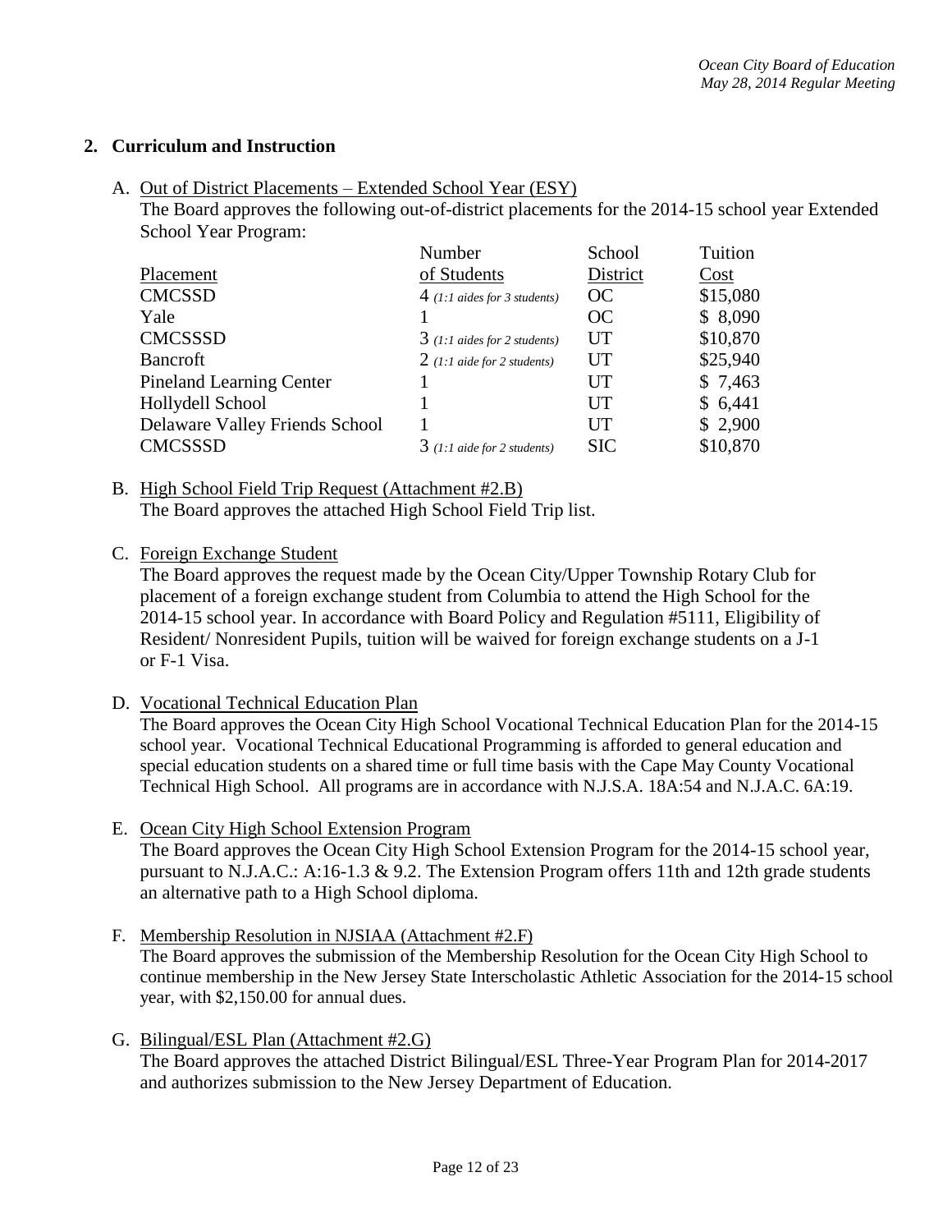## 2. Curriculum and Instruction

A. Out of District Placements – Extended School Year (ESY)

The Board approves the following out-of-district placements for the 2014-15 school year Extended School Year Program:

| Placement | Number of Students | School District | Tuition Cost |
|---|---|---|---|
| CMCSSD | 4 *(1:1 aides for 3 students)* | OC | $15,080 |
| Yale | 1 | OC | $ 8,090 |
| CMCSSSD | 3 *(1:1 aides for 2 students)* | UT | $10,870 |
| Bancroft | 2 *(1:1 aide for 2 students)* | UT | $25,940 |
| Pineland Learning Center | 1 | UT | $ 7,463 |
| Hollydell School | 1 | UT | $ 6,441 |
| Delaware Valley Friends School | 1 | UT | $ 2,900 |
| CMCSSSD | 3 *(1:1 aide for 2 students)* | SIC | $10,870 |

B. High School Field Trip Request (Attachment #2.B)

The Board approves the attached High School Field Trip list.

C. Foreign Exchange Student

The Board approves the request made by the Ocean City/Upper Township Rotary Club for placement of a foreign exchange student from Columbia to attend the High School for the 2014-15 school year. In accordance with Board Policy and Regulation #5111, Eligibility of Resident/ Nonresident Pupils, tuition will be waived for foreign exchange students on a J-1 or F-1 Visa.

D. Vocational Technical Education Plan

The Board approves the Ocean City High School Vocational Technical Education Plan for the 2014-15 school year. Vocational Technical Educational Programming is afforded to general education and special education students on a shared time or full time basis with the Cape May County Vocational Technical High School. All programs are in accordance with N.J.S.A. 18A:54 and N.J.A.C. 6A:19.

E. Ocean City High School Extension Program

The Board approves the Ocean City High School Extension Program for the 2014-15 school year, pursuant to N.J.A.C.: A:16-1.3 & 9.2. The Extension Program offers 11th and 12th grade students an alternative path to a High School diploma.

F. Membership Resolution in NJSIAA (Attachment #2.F)

The Board approves the submission of the Membership Resolution for the Ocean City High School to continue membership in the New Jersey State Interscholastic Athletic Association for the 2014-15 school year, with $2,150.00 for annual dues.

G. Bilingual/ESL Plan (Attachment #2.G)

The Board approves the attached District Bilingual/ESL Three-Year Program Plan for 2014-2017 and authorizes submission to the New Jersey Department of Education.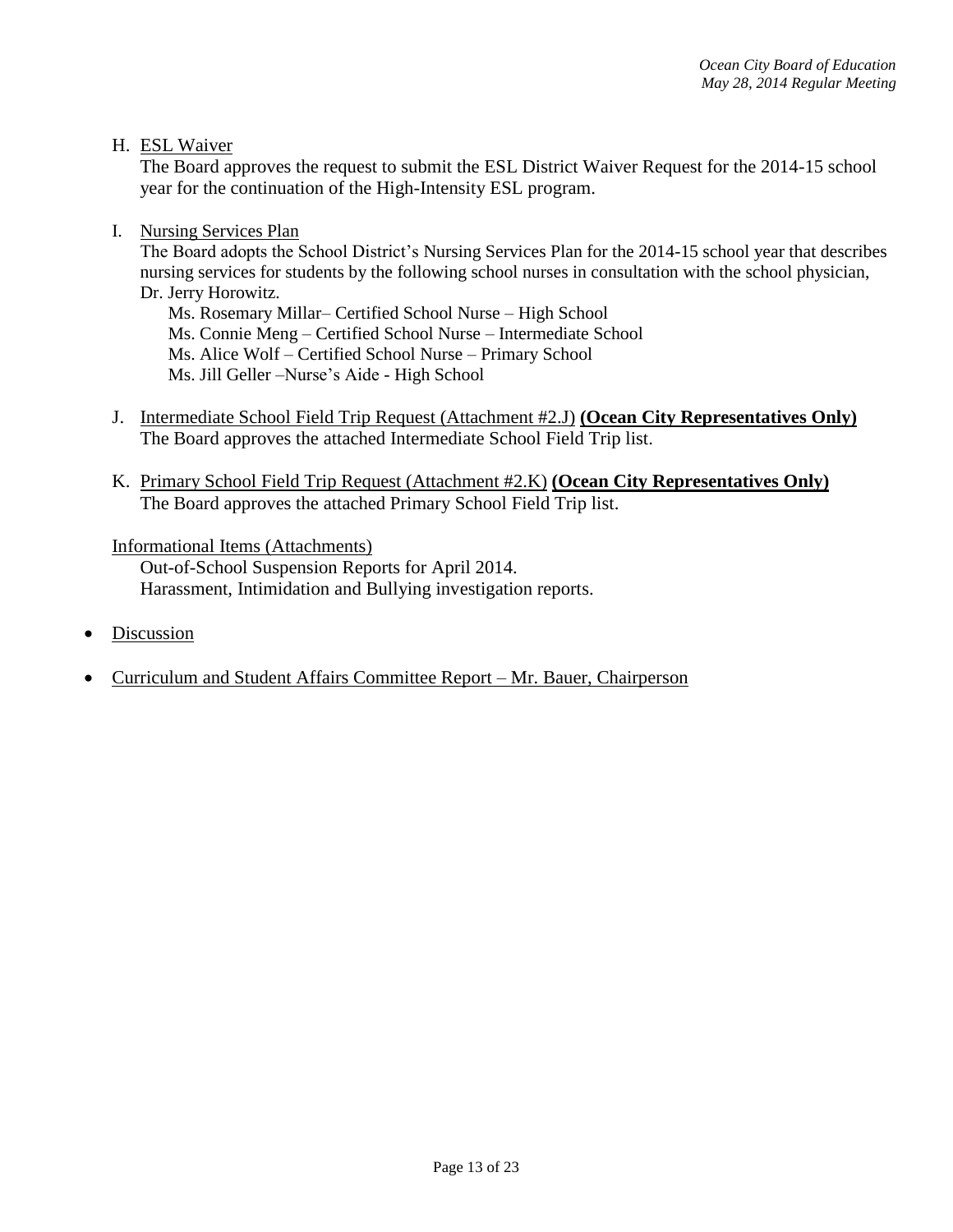H. ESL Waiver

The Board approves the request to submit the ESL District Waiver Request for the 2014-15 school year for the continuation of the High-Intensity ESL program.

I. Nursing Services Plan

The Board adopts the School District's Nursing Services Plan for the 2014-15 school year that describes nursing services for students by the following school nurses in consultation with the school physician, Dr. Jerry Horowitz.

Ms. Rosemary Millar– Certified School Nurse – High School
Ms. Connie Meng – Certified School Nurse – Intermediate School
Ms. Alice Wolf – Certified School Nurse – Primary School
Ms. Jill Geller –Nurse's Aide - High School

J. Intermediate School Field Trip Request (Attachment #2.J) **(Ocean City Representatives Only)**

The Board approves the attached Intermediate School Field Trip list.

K. Primary School Field Trip Request (Attachment #2.K) **(Ocean City Representatives Only)**

The Board approves the attached Primary School Field Trip list.

Informational Items (Attachments)

Out-of-School Suspension Reports for April 2014.
Harassment, Intimidation and Bullying investigation reports.

- Discussion
- Curriculum and Student Affairs Committee Report – Mr. Bauer, Chairperson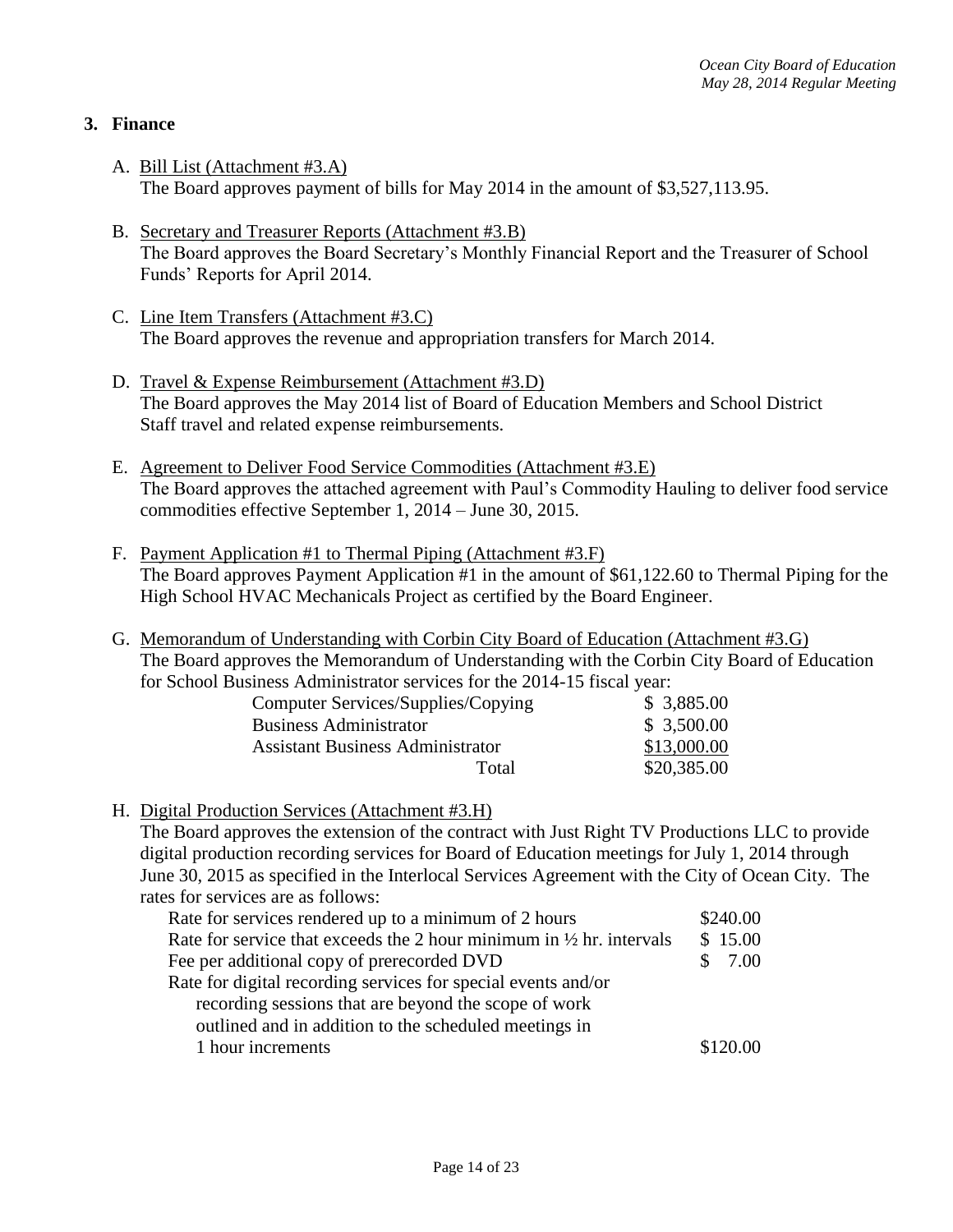## 3. Finance

A. Bill List (Attachment #3.A)
The Board approves payment of bills for May 2014 in the amount of $3,527,113.95.

B. Secretary and Treasurer Reports (Attachment #3.B)
The Board approves the Board Secretary's Monthly Financial Report and the Treasurer of School Funds' Reports for April 2014.

C. Line Item Transfers (Attachment #3.C)
The Board approves the revenue and appropriation transfers for March 2014.

D. Travel & Expense Reimbursement (Attachment #3.D)
The Board approves the May 2014 list of Board of Education Members and School District Staff travel and related expense reimbursements.

E. Agreement to Deliver Food Service Commodities (Attachment #3.E)
The Board approves the attached agreement with Paul's Commodity Hauling to deliver food service commodities effective September 1, 2014 – June 30, 2015.

F. Payment Application #1 to Thermal Piping (Attachment #3.F)
The Board approves Payment Application #1 in the amount of $61,122.60 to Thermal Piping for the High School HVAC Mechanicals Project as certified by the Board Engineer.

G. Memorandum of Understanding with Corbin City Board of Education (Attachment #3.G)
The Board approves the Memorandum of Understanding with the Corbin City Board of Education for School Business Administrator services for the 2014-15 fiscal year:

| | |
|---|---|
| Computer Services/Supplies/Copying | $ 3,885.00 |
| Business Administrator | $ 3,500.00 |
| Assistant Business Administrator | $13,000.00 |
| Total | $20,385.00 |

H. Digital Production Services (Attachment #3.H)
The Board approves the extension of the contract with Just Right TV Productions LLC to provide digital production recording services for Board of Education meetings for July 1, 2014 through June 30, 2015 as specified in the Interlocal Services Agreement with the City of Ocean City. The rates for services are as follows:

| | |
|---|---|
| Rate for services rendered up to a minimum of 2 hours | $240.00 |
| Rate for service that exceeds the 2 hour minimum in ½ hr. intervals | $ 15.00 |
| Fee per additional copy of prerecorded DVD | $ 7.00 |
| Rate for digital recording services for special events and/or recording sessions that are beyond the scope of work outlined and in addition to the scheduled meetings in 1 hour increments | $120.00 |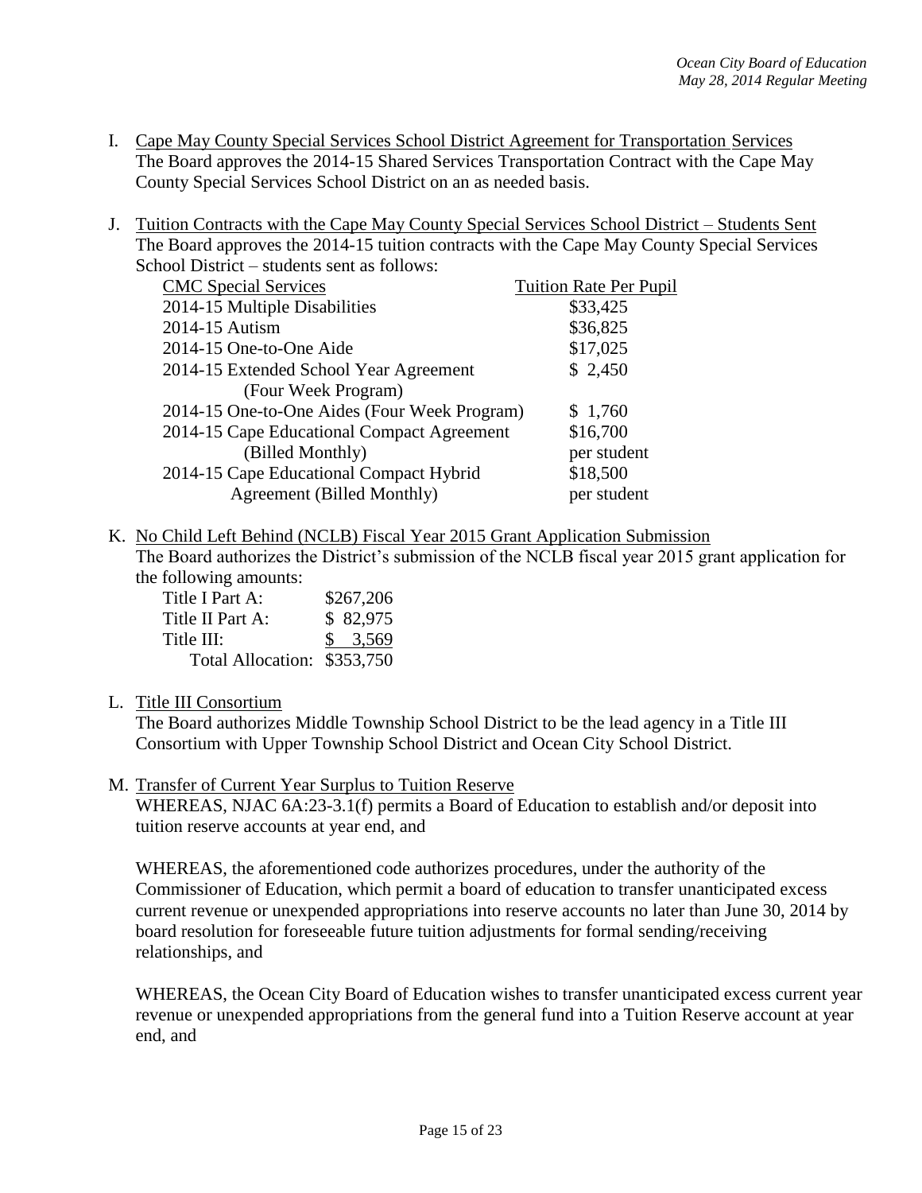I. Cape May County Special Services School District Agreement for Transportation Services
The Board approves the 2014-15 Shared Services Transportation Contract with the Cape May County Special Services School District on an as needed basis.

J. Tuition Contracts with the Cape May County Special Services School District – Students Sent
The Board approves the 2014-15 tuition contracts with the Cape May County Special Services School District – students sent as follows:

| CMC Special Services | Tuition Rate Per Pupil |
|---|---|
| 2014-15 Multiple Disabilities | $33,425 |
| 2014-15 Autism | $36,825 |
| 2014-15 One-to-One Aide | $17,025 |
| 2014-15 Extended School Year Agreement (Four Week Program) | $ 2,450 |
| 2014-15 One-to-One Aides (Four Week Program) | $ 1,760 |
| 2014-15 Cape Educational Compact Agreement (Billed Monthly) | $16,700 per student |
| 2014-15 Cape Educational Compact Hybrid Agreement (Billed Monthly) | $18,500 per student |

K. No Child Left Behind (NCLB) Fiscal Year 2015 Grant Application Submission
The Board authorizes the District's submission of the NCLB fiscal year 2015 grant application for the following amounts:

| | |
|---|---|
| Title I Part A: | $267,206 |
| Title II Part A: | $ 82,975 |
| Title III: | $ 3,569 |
| Total Allocation: | $353,750 |

L. Title III Consortium
The Board authorizes Middle Township School District to be the lead agency in a Title III Consortium with Upper Township School District and Ocean City School District.

M. Transfer of Current Year Surplus to Tuition Reserve
WHEREAS, NJAC 6A:23-3.1(f) permits a Board of Education to establish and/or deposit into tuition reserve accounts at year end, and

WHEREAS, the aforementioned code authorizes procedures, under the authority of the Commissioner of Education, which permit a board of education to transfer unanticipated excess current revenue or unexpended appropriations into reserve accounts no later than June 30, 2014 by board resolution for foreseeable future tuition adjustments for formal sending/receiving relationships, and

WHEREAS, the Ocean City Board of Education wishes to transfer unanticipated excess current year revenue or unexpended appropriations from the general fund into a Tuition Reserve account at year end, and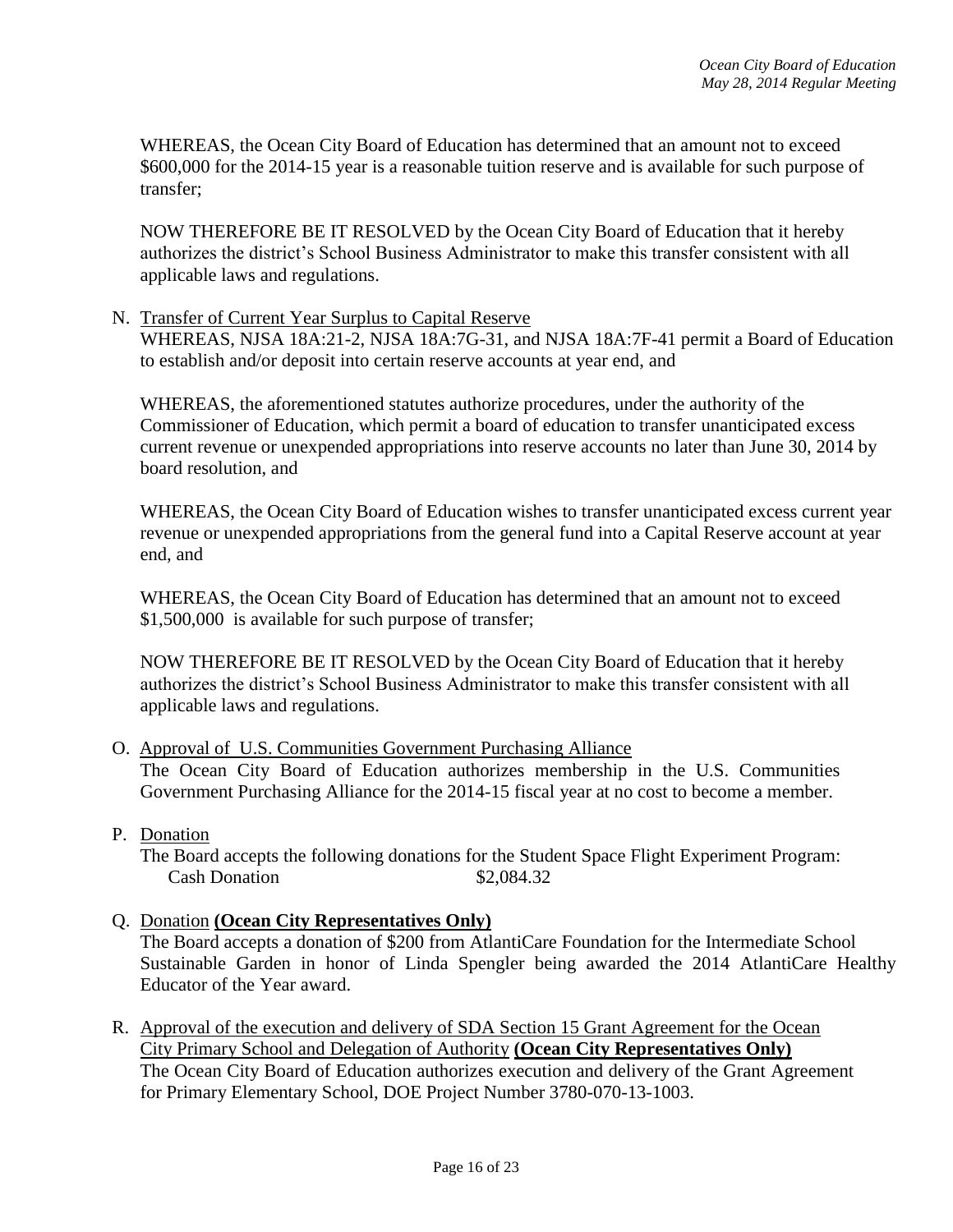WHEREAS, the Ocean City Board of Education has determined that an amount not to exceed $600,000 for the 2014-15 year is a reasonable tuition reserve and is available for such purpose of transfer;

NOW THEREFORE BE IT RESOLVED by the Ocean City Board of Education that it hereby authorizes the district's School Business Administrator to make this transfer consistent with all applicable laws and regulations.

N. <u>Transfer of Current Year Surplus to Capital Reserve</u>
WHEREAS, NJSA 18A:21-2, NJSA 18A:7G-31, and NJSA 18A:7F-41 permit a Board of Education to establish and/or deposit into certain reserve accounts at year end, and

WHEREAS, the aforementioned statutes authorize procedures, under the authority of the Commissioner of Education, which permit a board of education to transfer unanticipated excess current revenue or unexpended appropriations into reserve accounts no later than June 30, 2014 by board resolution, and

WHEREAS, the Ocean City Board of Education wishes to transfer unanticipated excess current year revenue or unexpended appropriations from the general fund into a Capital Reserve account at year end, and

WHEREAS, the Ocean City Board of Education has determined that an amount not to exceed $1,500,000 is available for such purpose of transfer;

NOW THEREFORE BE IT RESOLVED by the Ocean City Board of Education that it hereby authorizes the district's School Business Administrator to make this transfer consistent with all applicable laws and regulations.

O. <u>Approval of U.S. Communities Government Purchasing Alliance</u>
The Ocean City Board of Education authorizes membership in the U.S. Communities Government Purchasing Alliance for the 2014-15 fiscal year at no cost to become a member.

P. <u>Donation</u>
The Board accepts the following donations for the Student Space Flight Experiment Program:
Cash Donation $2,084.32

Q. <u>Donation</u> **(Ocean City Representatives Only)**
The Board accepts a donation of $200 from AtlantiCare Foundation for the Intermediate School Sustainable Garden in honor of Linda Spengler being awarded the 2014 AtlantiCare Healthy Educator of the Year award.

R. <u>Approval of the execution and delivery of SDA Section 15 Grant Agreement for the Ocean City Primary School and Delegation of Authority</u> **(Ocean City Representatives Only)**
The Ocean City Board of Education authorizes execution and delivery of the Grant Agreement for Primary Elementary School, DOE Project Number 3780-070-13-1003.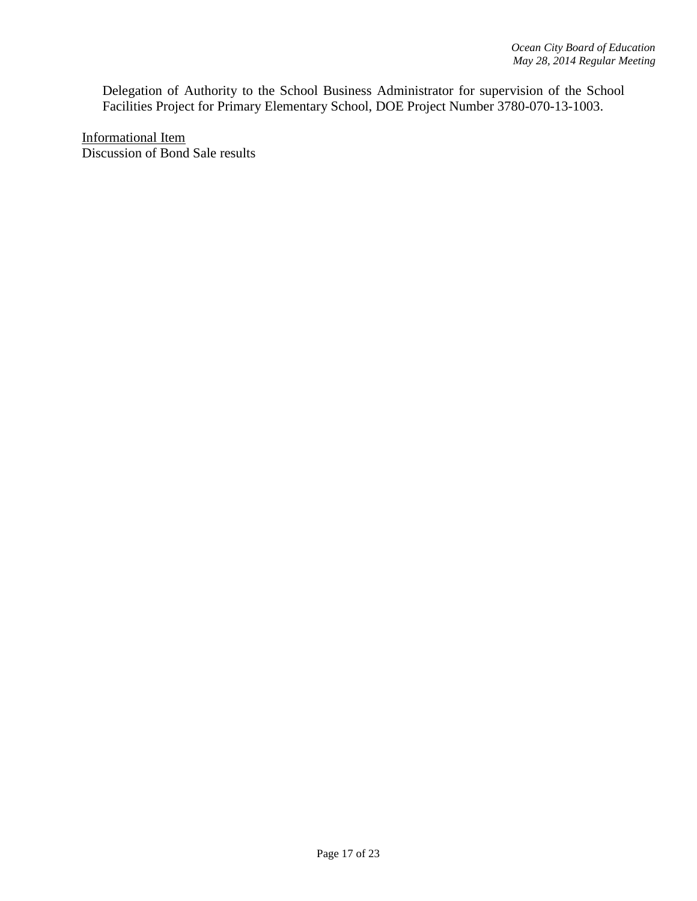Delegation of Authority to the School Business Administrator for supervision of the School Facilities Project for Primary Elementary School, DOE Project Number 3780-070-13-1003.

<u>Informational Item</u>
Discussion of Bond Sale results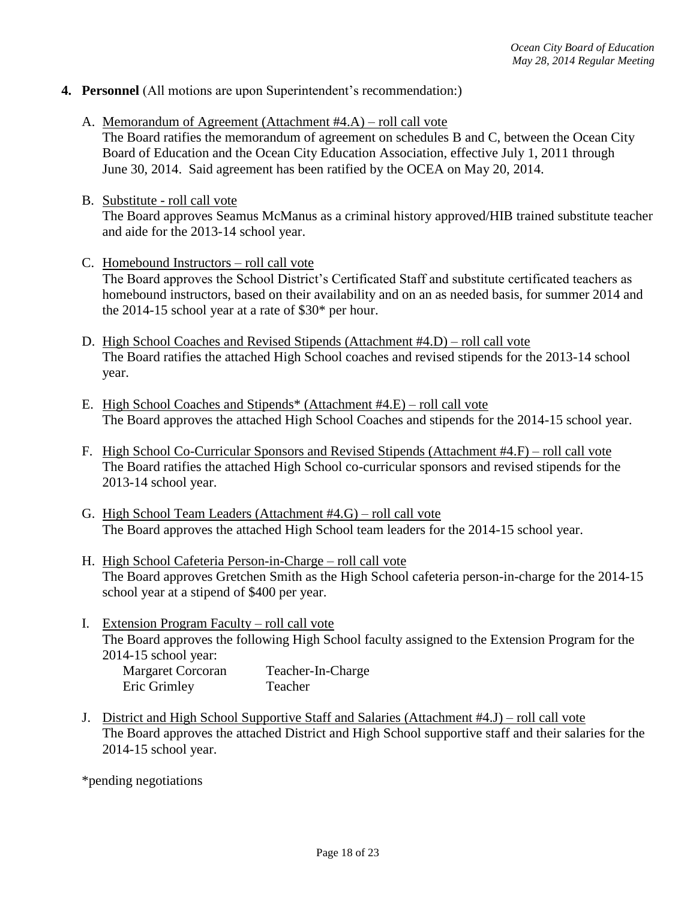**4. Personnel** (All motions are upon Superintendent's recommendation:)

A. Memorandum of Agreement (Attachment #4.A) – roll call vote
The Board ratifies the memorandum of agreement on schedules B and C, between the Ocean City Board of Education and the Ocean City Education Association, effective July 1, 2011 through June 30, 2014. Said agreement has been ratified by the OCEA on May 20, 2014.

B. Substitute - roll call vote
The Board approves Seamus McManus as a criminal history approved/HIB trained substitute teacher and aide for the 2013-14 school year.

C. Homebound Instructors – roll call vote
The Board approves the School District's Certificated Staff and substitute certificated teachers as homebound instructors, based on their availability and on an as needed basis, for summer 2014 and the 2014-15 school year at a rate of $30* per hour.

D. High School Coaches and Revised Stipends (Attachment #4.D) – roll call vote
The Board ratifies the attached High School coaches and revised stipends for the 2013-14 school year.

E. High School Coaches and Stipends* (Attachment #4.E) – roll call vote
The Board approves the attached High School Coaches and stipends for the 2014-15 school year.

F. High School Co-Curricular Sponsors and Revised Stipends (Attachment #4.F) – roll call vote
The Board ratifies the attached High School co-curricular sponsors and revised stipends for the 2013-14 school year.

G. High School Team Leaders (Attachment #4.G) – roll call vote
The Board approves the attached High School team leaders for the 2014-15 school year.

H. High School Cafeteria Person-in-Charge – roll call vote
The Board approves Gretchen Smith as the High School cafeteria person-in-charge for the 2014-15 school year at a stipend of $400 per year.

I. Extension Program Faculty – roll call vote
The Board approves the following High School faculty assigned to the Extension Program for the 2014-15 school year:

| | |
|---|---|
| Margaret Corcoran | Teacher-In-Charge |
| Eric Grimley | Teacher |

J. District and High School Supportive Staff and Salaries (Attachment #4.J) – roll call vote
The Board approves the attached District and High School supportive staff and their salaries for the 2014-15 school year.

*pending negotiations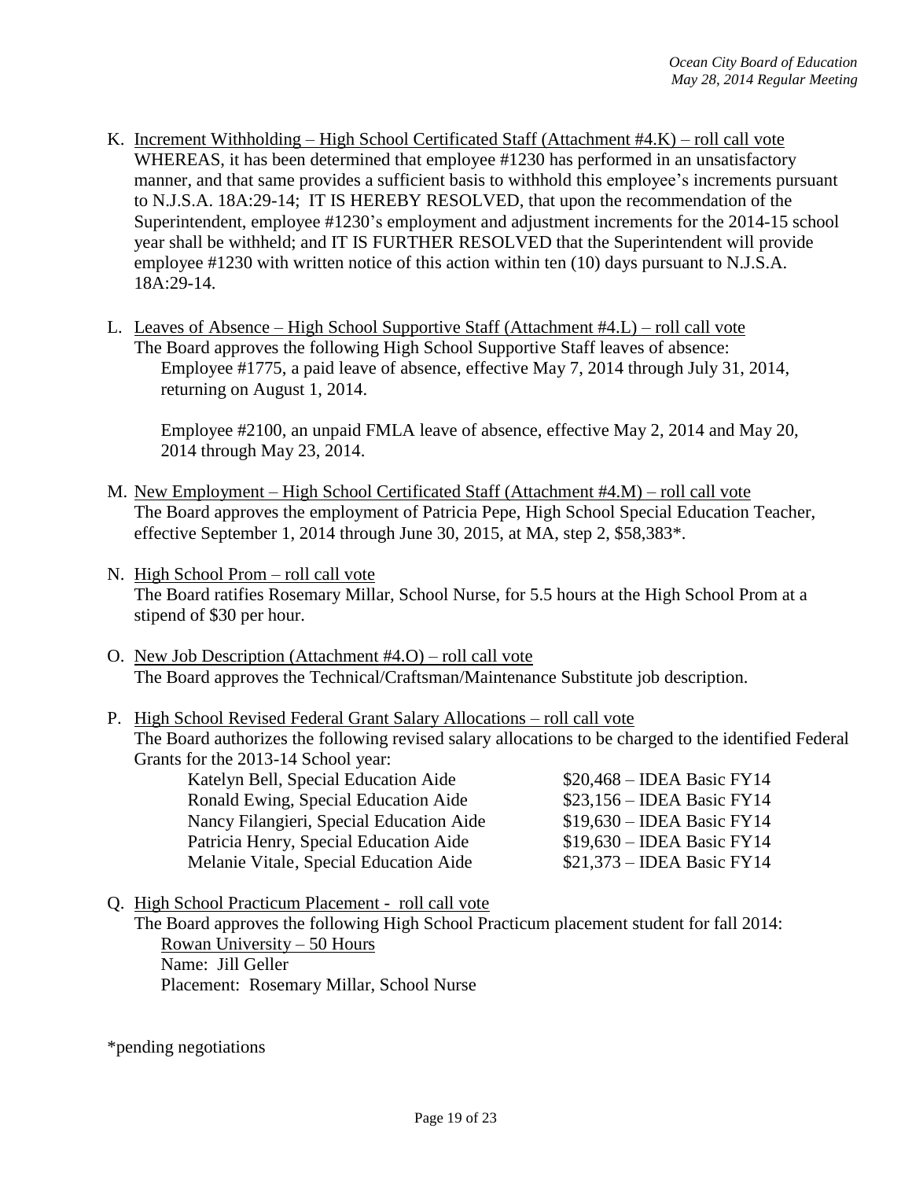K. Increment Withholding – High School Certificated Staff (Attachment #4.K) – roll call vote
   WHEREAS, it has been determined that employee #1230 has performed in an unsatisfactory manner, and that same provides a sufficient basis to withhold this employee's increments pursuant to N.J.S.A. 18A:29-14; IT IS HEREBY RESOLVED, that upon the recommendation of the Superintendent, employee #1230's employment and adjustment increments for the 2014-15 school year shall be withheld; and IT IS FURTHER RESOLVED that the Superintendent will provide employee #1230 with written notice of this action within ten (10) days pursuant to N.J.S.A. 18A:29-14.

L. Leaves of Absence – High School Supportive Staff (Attachment #4.L) – roll call vote
   The Board approves the following High School Supportive Staff leaves of absence:
   
   Employee #1775, a paid leave of absence, effective May 7, 2014 through July 31, 2014, returning on August 1, 2014.

   Employee #2100, an unpaid FMLA leave of absence, effective May 2, 2014 and May 20, 2014 through May 23, 2014.

M. New Employment – High School Certificated Staff (Attachment #4.M) – roll call vote
   The Board approves the employment of Patricia Pepe, High School Special Education Teacher, effective September 1, 2014 through June 30, 2015, at MA, step 2, $58,383*.

N. High School Prom – roll call vote
   The Board ratifies Rosemary Millar, School Nurse, for 5.5 hours at the High School Prom at a stipend of $30 per hour.

O. New Job Description (Attachment #4.O) – roll call vote
   The Board approves the Technical/Craftsman/Maintenance Substitute job description.

P. High School Revised Federal Grant Salary Allocations – roll call vote
   The Board authorizes the following revised salary allocations to be charged to the identified Federal Grants for the 2013-14 School year:

| | |
|---|---|
| Katelyn Bell, Special Education Aide | $20,468 – IDEA Basic FY14 |
| Ronald Ewing, Special Education Aide | $23,156 – IDEA Basic FY14 |
| Nancy Filangieri, Special Education Aide | $19,630 – IDEA Basic FY14 |
| Patricia Henry, Special Education Aide | $19,630 – IDEA Basic FY14 |
| Melanie Vitale, Special Education Aide | $21,373 – IDEA Basic FY14 |

Q. High School Practicum Placement - roll call vote
   The Board approves the following High School Practicum placement student for fall 2014:
   
   Rowan University – 50 Hours
   Name: Jill Geller
   Placement: Rosemary Millar, School Nurse

*pending negotiations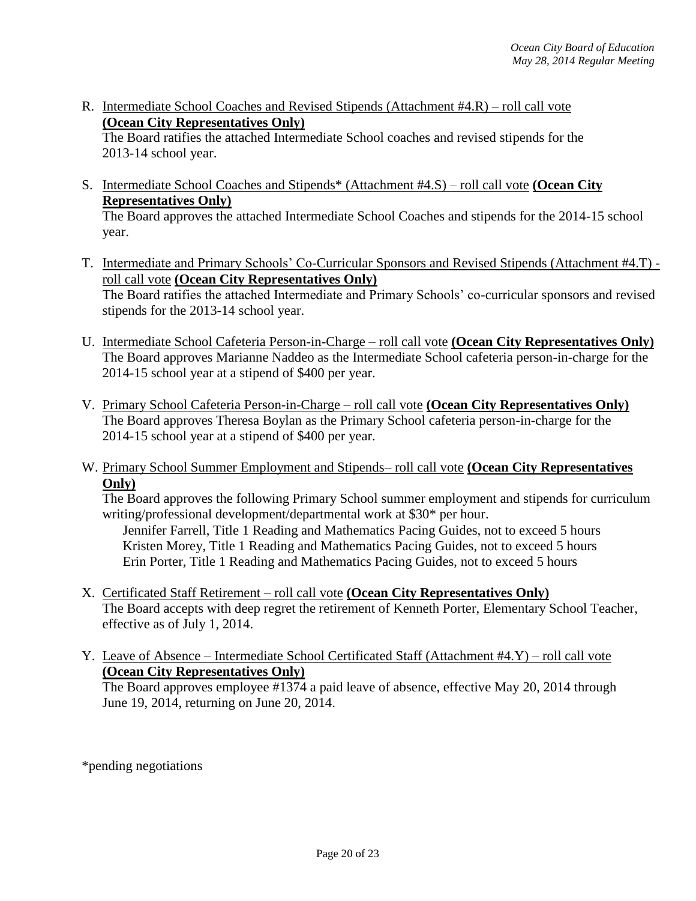R. <u>Intermediate School Coaches and Revised Stipends (Attachment #4.R) – roll call vote</u> **(Ocean City Representatives Only)**
The Board ratifies the attached Intermediate School coaches and revised stipends for the 2013-14 school year.

S. <u>Intermediate School Coaches and Stipends* (Attachment #4.S) – roll call vote</u> **(Ocean City Representatives Only)**
The Board approves the attached Intermediate School Coaches and stipends for the 2014-15 school year.

T. <u>Intermediate and Primary Schools' Co-Curricular Sponsors and Revised Stipends (Attachment #4.T) - roll call vote</u> **(Ocean City Representatives Only)**
The Board ratifies the attached Intermediate and Primary Schools' co-curricular sponsors and revised stipends for the 2013-14 school year.

U. <u>Intermediate School Cafeteria Person-in-Charge – roll call vote</u> **(Ocean City Representatives Only)**
The Board approves Marianne Naddeo as the Intermediate School cafeteria person-in-charge for the 2014-15 school year at a stipend of $400 per year.

V. <u>Primary School Cafeteria Person-in-Charge – roll call vote</u> **(Ocean City Representatives Only)**
The Board approves Theresa Boylan as the Primary School cafeteria person-in-charge for the 2014-15 school year at a stipend of $400 per year.

W. <u>Primary School Summer Employment and Stipends– roll call vote</u> **(Ocean City Representatives Only)**
The Board approves the following Primary School summer employment and stipends for curriculum writing/professional development/departmental work at $30* per hour.
Jennifer Farrell, Title 1 Reading and Mathematics Pacing Guides, not to exceed 5 hours
Kristen Morey, Title 1 Reading and Mathematics Pacing Guides, not to exceed 5 hours
Erin Porter, Title 1 Reading and Mathematics Pacing Guides, not to exceed 5 hours

X. <u>Certificated Staff Retirement – roll call vote</u> **(Ocean City Representatives Only)**
The Board accepts with deep regret the retirement of Kenneth Porter, Elementary School Teacher, effective as of July 1, 2014.

Y. <u>Leave of Absence – Intermediate School Certificated Staff (Attachment #4.Y) – roll call vote</u> **(Ocean City Representatives Only)**
The Board approves employee #1374 a paid leave of absence, effective May 20, 2014 through June 19, 2014, returning on June 20, 2014.

*pending negotiations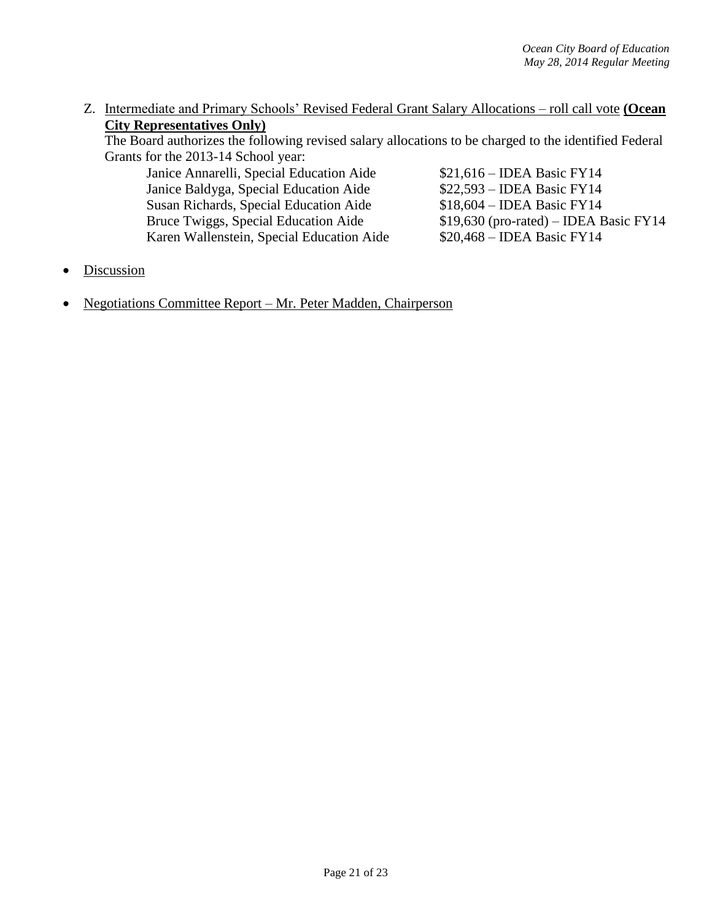Z. Intermediate and Primary Schools' Revised Federal Grant Salary Allocations – roll call vote **(Ocean City Representatives Only)**

The Board authorizes the following revised salary allocations to be charged to the identified Federal Grants for the 2013-14 School year:

| | |
|---|---|
| Janice Annarelli, Special Education Aide | $21,616 – IDEA Basic FY14 |
| Janice Baldyga, Special Education Aide | $22,593 – IDEA Basic FY14 |
| Susan Richards, Special Education Aide | $18,604 – IDEA Basic FY14 |
| Bruce Twiggs, Special Education Aide | $19,630 (pro-rated) – IDEA Basic FY14 |
| Karen Wallenstein, Special Education Aide | $20,468 – IDEA Basic FY14 |

- Discussion
- Negotiations Committee Report – Mr. Peter Madden, Chairperson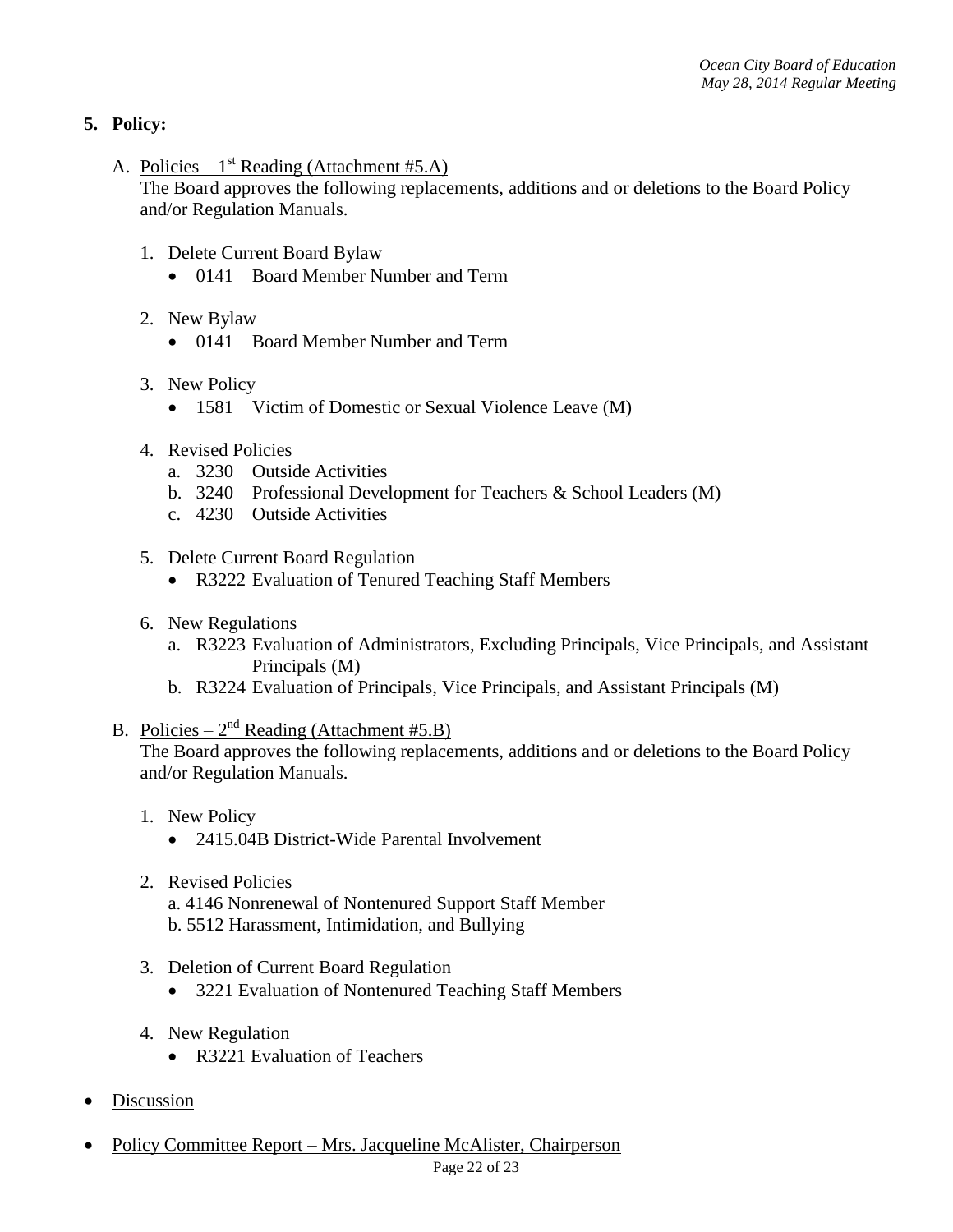**5. Policy:**

A. Policies – 1st Reading (Attachment #5.A)
The Board approves the following replacements, additions and or deletions to the Board Policy and/or Regulation Manuals.

1. Delete Current Board Bylaw
   - 0141 Board Member Number and Term

2. New Bylaw
   - 0141 Board Member Number and Term

3. New Policy
   - 1581 Victim of Domestic or Sexual Violence Leave (M)

4. Revised Policies
   a. 3230 Outside Activities
   b. 3240 Professional Development for Teachers & School Leaders (M)
   c. 4230 Outside Activities

5. Delete Current Board Regulation
   - R3222 Evaluation of Tenured Teaching Staff Members

6. New Regulations
   a. R3223 Evaluation of Administrators, Excluding Principals, Vice Principals, and Assistant Principals (M)
   b. R3224 Evaluation of Principals, Vice Principals, and Assistant Principals (M)

B. Policies – 2nd Reading (Attachment #5.B)
The Board approves the following replacements, additions and or deletions to the Board Policy and/or Regulation Manuals.

1. New Policy
   - 2415.04B District-Wide Parental Involvement

2. Revised Policies
   a. 4146 Nonrenewal of Nontenured Support Staff Member
   b. 5512 Harassment, Intimidation, and Bullying

3. Deletion of Current Board Regulation
   - 3221 Evaluation of Nontenured Teaching Staff Members

4. New Regulation
   - R3221 Evaluation of Teachers

- Discussion

- Policy Committee Report – Mrs. Jacqueline McAlister, Chairperson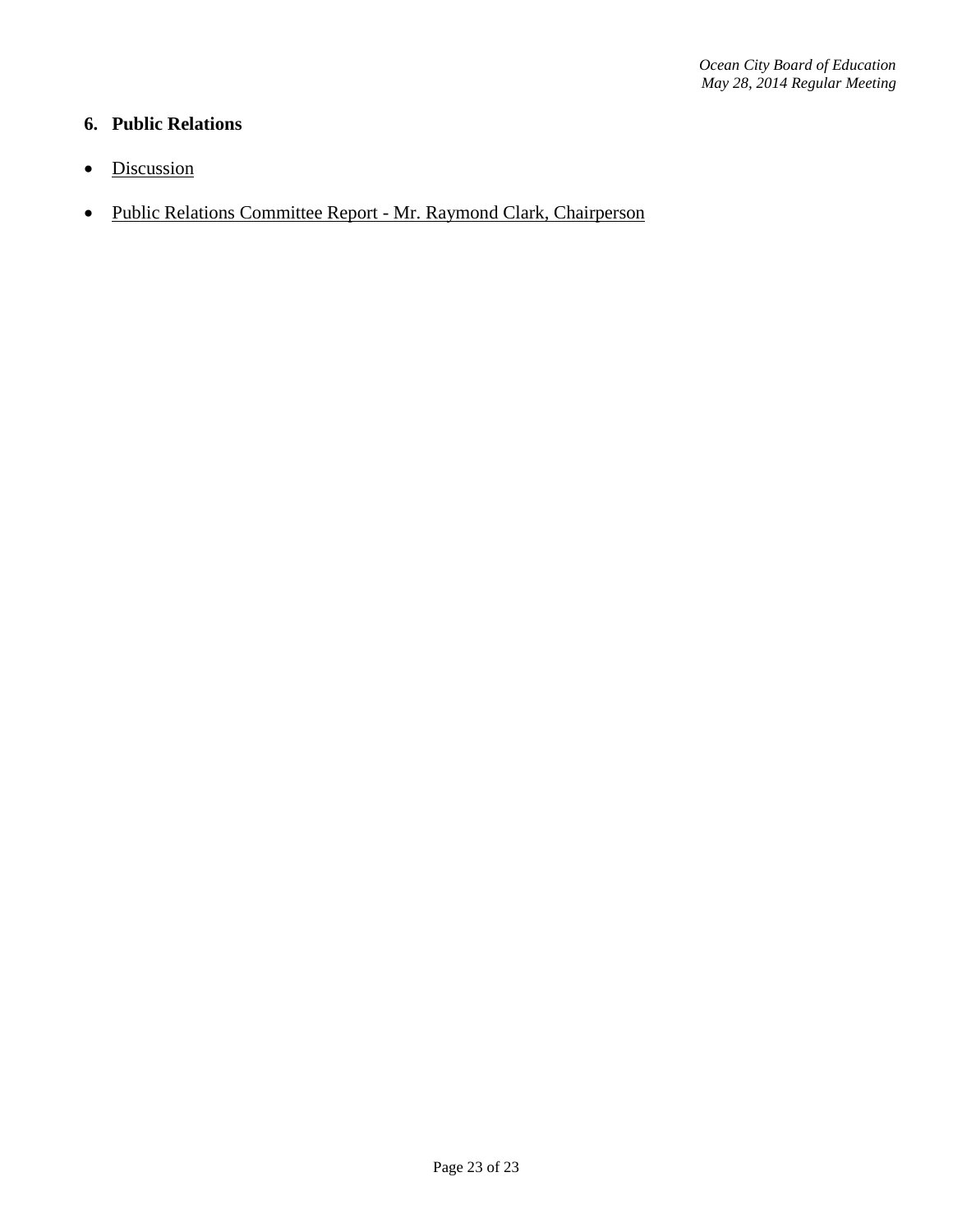**6. Public Relations**

- <u>Discussion</u>

- <u>Public Relations Committee Report - Mr. Raymond Clark, Chairperson</u>